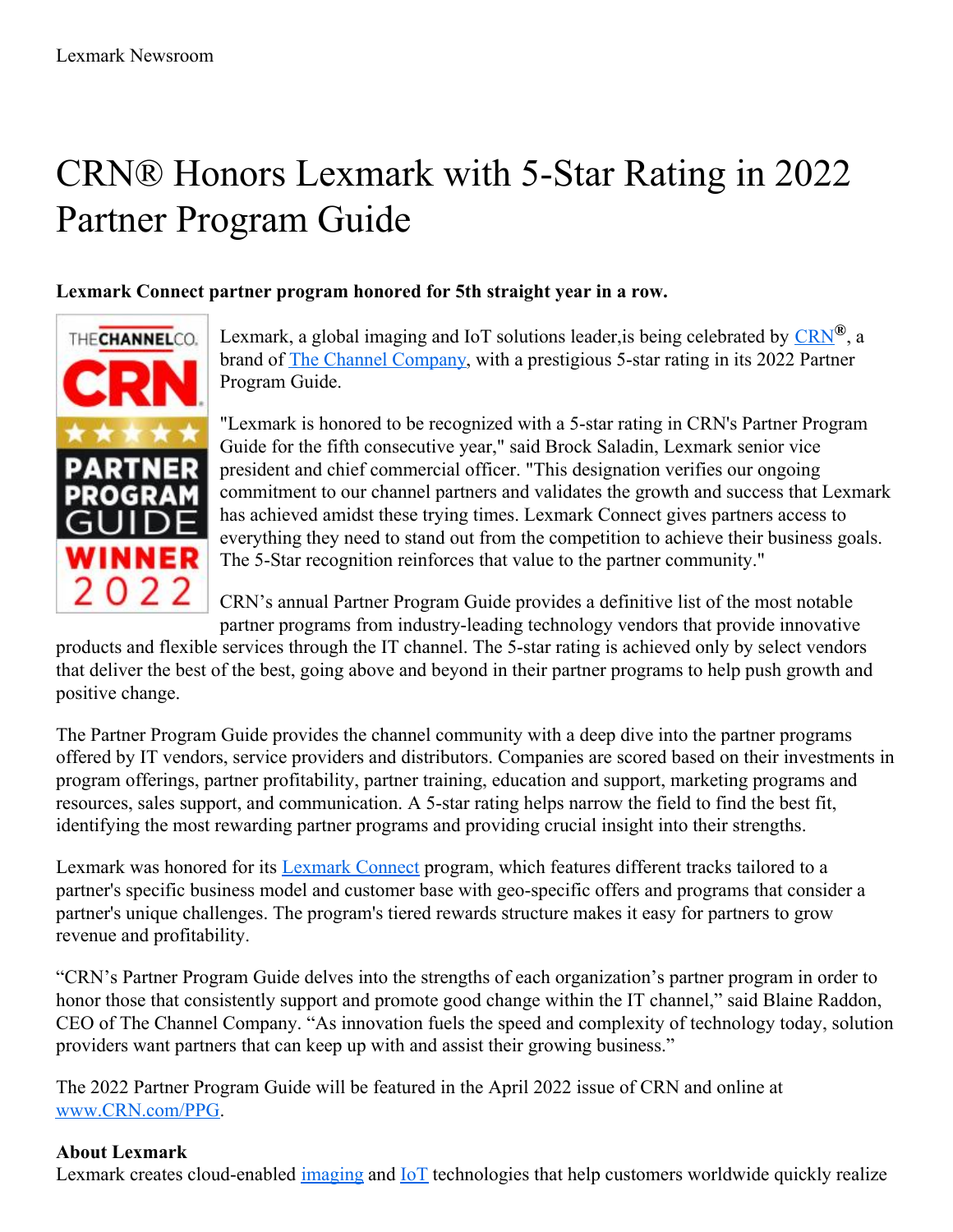Lexmark Newsroom

# CRN® Honors Lexmark with 5-Star Rating in 2022 Partner Program Guide

**Lexmark Connect partner program honored for 5th straight year in a row.**

Lexmark, a global imaging and IoT solutions leader,is being celebrated by CRN®, a brand of The Channel Company, with a prestigious 5-star rating in its 2022 Partner Program Guide.

"Lexmark is honored to be recognized with a 5-star rating in CRN's Partner Program Guide for the fifth consecutive year," said Brock Saladin, Lexmark senior vice president and chief commercial officer. "This designation verifies our ongoing commitment to our channel partners and validates the growth and success that Lexmark has achieved amidst these trying times. Lexmark Connect gives partners access to everything they need to stand out from the competition to achieve their business goals. The 5-Star recognition reinforces that value to the partner community."

CRN's annual Partner Program Guide provides a definitive list of the most notable partner programs from industry-leading technology vendors that provide innovative products and flexible services through the IT channel. The 5-star rating is achieved only by select vendors that deliver the best of the best, going above and beyond in their partner programs to help push growth and positive change.

The Partner Program Guide provides the channel community with a deep dive into the partner programs offered by IT vendors, service providers and distributors. Companies are scored based on their investments in program offerings, partner profitability, partner training, education and support, marketing programs and resources, sales support, and communication. A 5-star rating helps narrow the field to find the best fit, identifying the most rewarding partner programs and providing crucial insight into their strengths.

Lexmark was honored for its Lexmark Connect program, which features different tracks tailored to a partner's specific business model and customer base with geo-specific offers and programs that consider a partner's unique challenges. The program's tiered rewards structure makes it easy for partners to grow revenue and profitability.

"CRN's Partner Program Guide delves into the strengths of each organization's partner program in order to honor those that consistently support and promote good change within the IT channel," said Blaine Raddon, CEO of The Channel Company. "As innovation fuels the speed and complexity of technology today, solution providers want partners that can keep up with and assist their growing business."

The 2022 Partner Program Guide will be featured in the April 2022 issue of CRN and online at www.CRN.com/PPG.

**About Lexmark**
Lexmark creates cloud-enabled imaging and IoT technologies that help customers worldwide quickly realize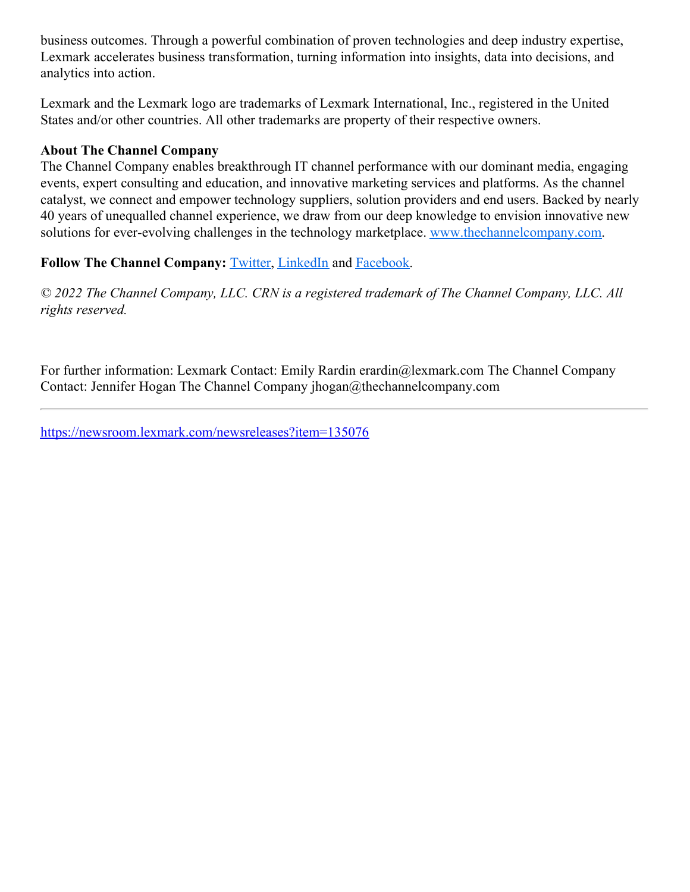business outcomes. Through a powerful combination of proven technologies and deep industry expertise, Lexmark accelerates business transformation, turning information into insights, data into decisions, and analytics into action.

Lexmark and the Lexmark logo are trademarks of Lexmark International, Inc., registered in the United States and/or other countries. All other trademarks are property of their respective owners.

**About The Channel Company**
The Channel Company enables breakthrough IT channel performance with our dominant media, engaging events, expert consulting and education, and innovative marketing services and platforms. As the channel catalyst, we connect and empower technology suppliers, solution providers and end users. Backed by nearly 40 years of unequalled channel experience, we draw from our deep knowledge to envision innovative new solutions for ever-evolving challenges in the technology marketplace. [www.thechannelcompany.com](http://www.thechannelcompany.com).

**Follow The Channel Company:** Twitter, LinkedIn and Facebook.

*© 2022 The Channel Company, LLC. CRN is a registered trademark of The Channel Company, LLC. All rights reserved.*

For further information: Lexmark Contact: Emily Rardin erardin@lexmark.com The Channel Company Contact: Jennifer Hogan The Channel Company jhogan@thechannelcompany.com

---

https://newsroom.lexmark.com/newsreleases?item=135076